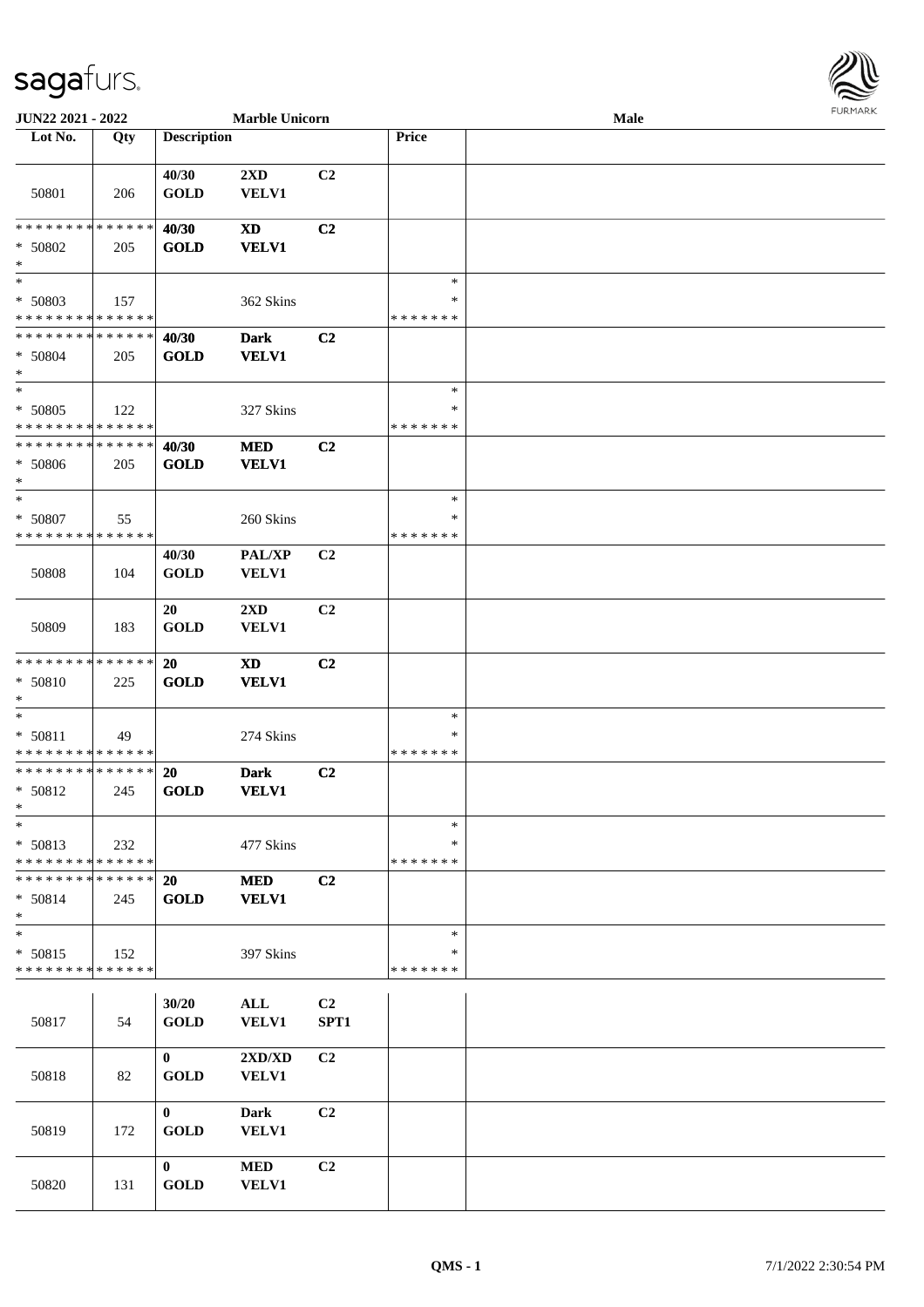JUN22 2021 - 2022 | Marble Unicorn | Male

| Lot No. | Qty | Description | | | Price | |
|---|---|---|---|---|---|---|
| 50801 | 206 | 40/30 GOLD | 2XD VELV1 | C2 | | |
| * * * * * * * * * * * * * * * 50802 * | 205 | 40/30 GOLD | XD VELV1 | C2 | | |
| * * 50803 * * * * * * * * * * * * * * | 157 | | 362 Skins | | * * * * * * * * * | |
| * * * * * * * * * * * * * * * 50804 * | 205 | 40/30 GOLD | Dark VELV1 | C2 | | |
| * * 50805 * * * * * * * * * * * * * * | 122 | | 327 Skins | | * * * * * * * * * | |
| * * * * * * * * * * * * * * * 50806 * | 205 | 40/30 GOLD | MED VELV1 | C2 | | |
| * * 50807 * * * * * * * * * * * * * * | 55 | | 260 Skins | | * * * * * * * * * | |
| 50808 | 104 | 40/30 GOLD | PAL/XP VELV1 | C2 | | |
| 50809 | 183 | 20 GOLD | 2XD VELV1 | C2 | | |
| * * * * * * * * * * * * * * * 50810 * | 225 | 20 GOLD | XD VELV1 | C2 | | |
| * * 50811 * * * * * * * * * * * * * * | 49 | | 274 Skins | | * * * * * * * * * | |
| * * * * * * * * * * * * * * * 50812 * | 245 | 20 GOLD | Dark VELV1 | C2 | | |
| * * 50813 * * * * * * * * * * * * * * | 232 | | 477 Skins | | * * * * * * * * * | |
| * * * * * * * * * * * * * * * 50814 * | 245 | 20 GOLD | MED VELV1 | C2 | | |
| * * 50815 * * * * * * * * * * * * * * | 152 | | 397 Skins | | * * * * * * * * * | |
| 50817 | 54 | 30/20 GOLD | ALL VELV1 | C2 SPT1 | | |
| 50818 | 82 | 0 GOLD | 2XD/XD VELV1 | C2 | | |
| 50819 | 172 | 0 GOLD | Dark VELV1 | C2 | | |
| 50820 | 131 | 0 GOLD | MED VELV1 | C2 | | |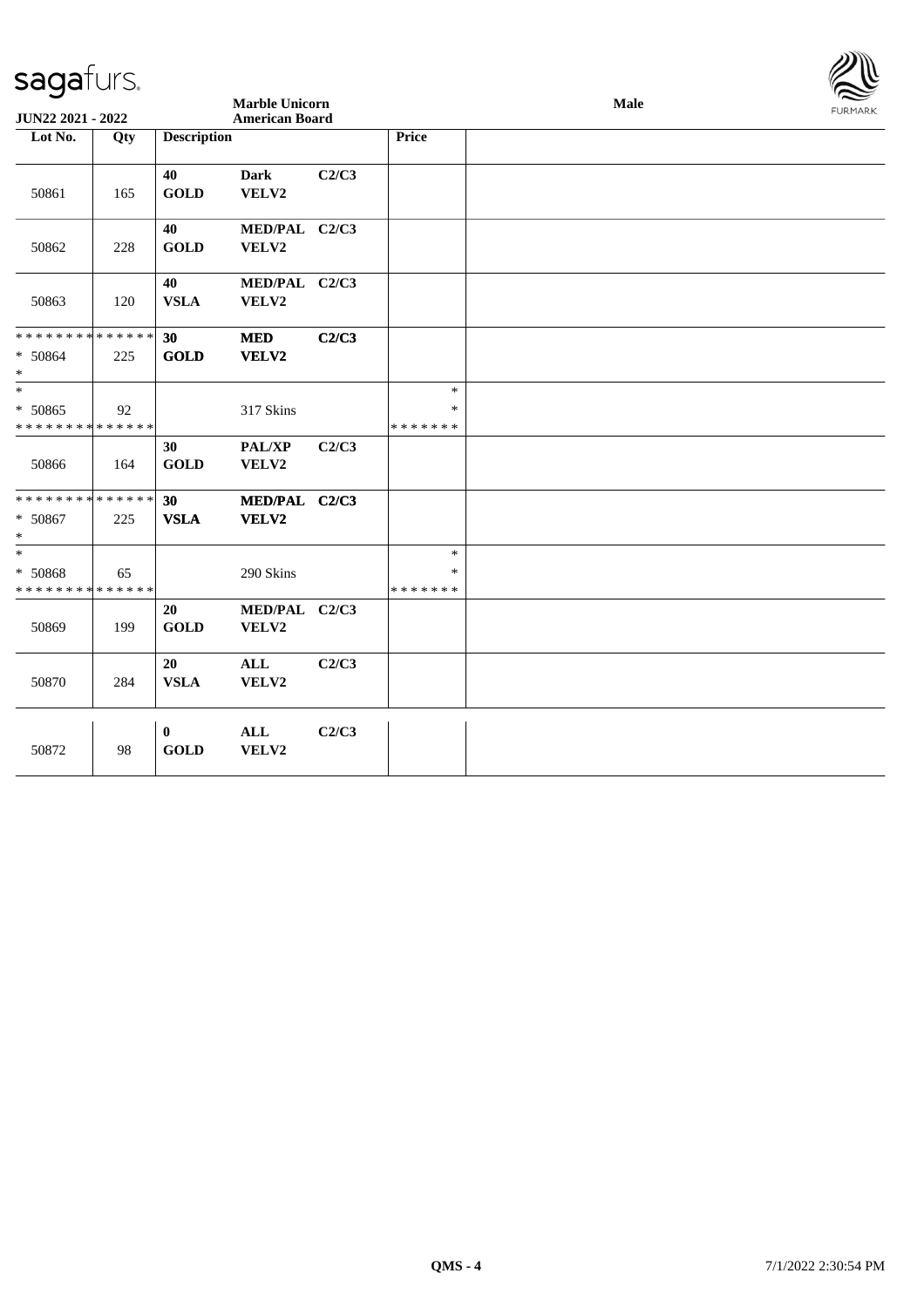**Marble Unicorn**
**American Board**

**JUN22 2021 - 2022**

**Male**

| Lot No. | Qty | Description | | | Price | |
|---|---|---|---|---|---|---|
| 50861 | 165 | 40 GOLD | Dark VELV2 | C2/C3 | | |
| 50862 | 228 | 40 GOLD | MED/PAL VELV2 | C2/C3 | | |
| 50863 | 120 | 40 VSLA | MED/PAL VELV2 | C2/C3 | | |
| * * * * * * * * * * * * * * <br>* 50864<br>* | 225 | 30 GOLD | MED VELV2 | C2/C3 | | |
| *<br>* 50865<br>* * * * * * * * * * * * * * | 92 | | 317 Skins | | *<br>*<br>* * * * * * * | |
| 50866 | 164 | 30 GOLD | PAL/XP VELV2 | C2/C3 | | |
| * * * * * * * * * * * * * * <br>* 50867<br>* | 225 | 30 VSLA | MED/PAL VELV2 | C2/C3 | | |
| *<br>* 50868<br>* * * * * * * * * * * * * * | 65 | | 290 Skins | | *<br>*<br>* * * * * * * | |
| 50869 | 199 | 20 GOLD | MED/PAL VELV2 | C2/C3 | | |
| 50870 | 284 | 20 VSLA | ALL VELV2 | C2/C3 | | |
| 50872 | 98 | 0 GOLD | ALL VELV2 | C2/C3 | | |

QMS - 4

7/1/2022 2:30:54 PM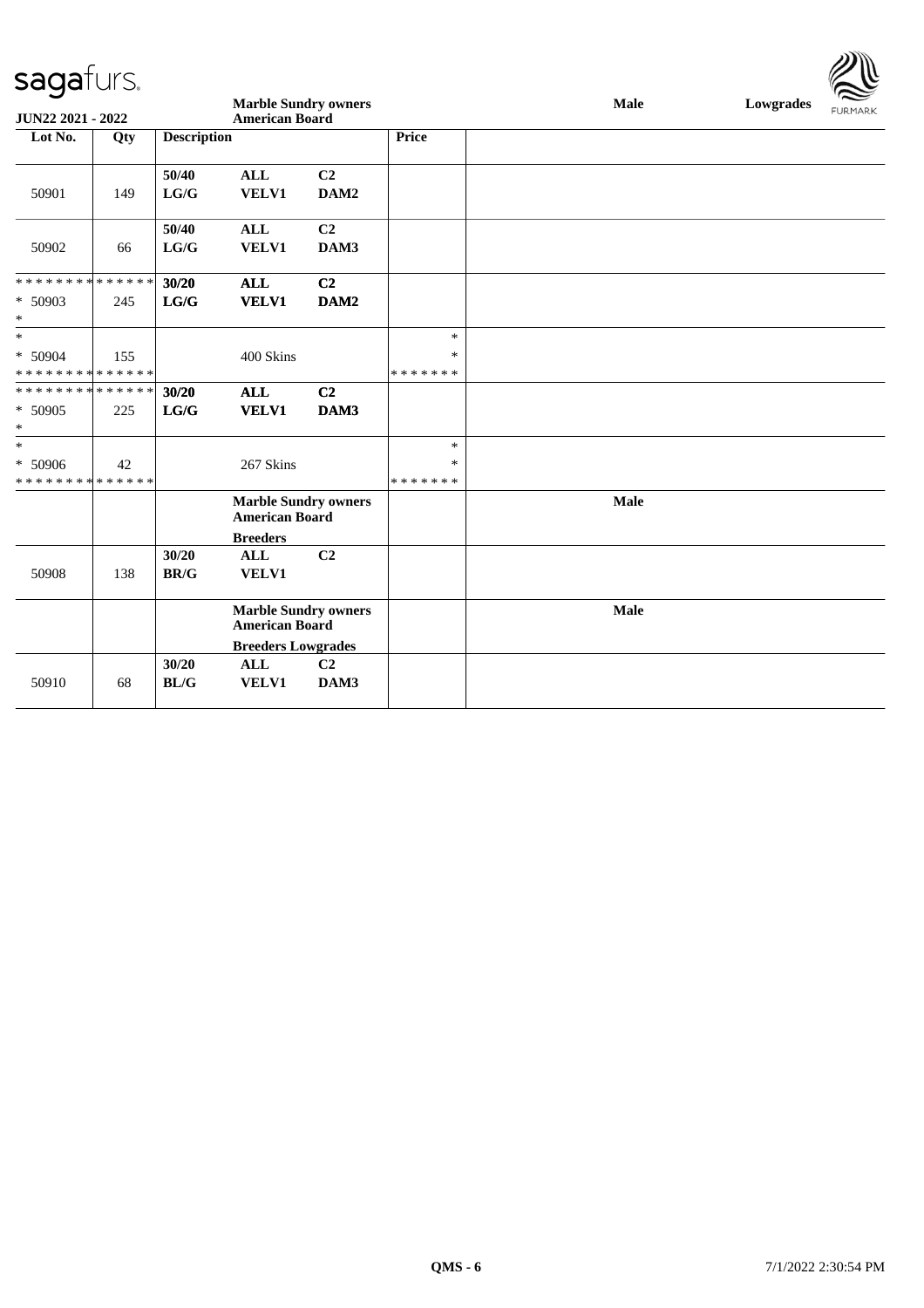**Marble Sundry owners**
**American Board**

**Male** **Lowgrades**

| Lot No. | Qty | Description | | | Price | |
|---|---|---|---|---|---|---|
| 50901 | 149 | 50/40 LG/G | ALL VELV1 | C2 DAM2 | | |
| 50902 | 66 | 50/40 LG/G | ALL VELV1 | C2 DAM3 | | |
| ************** * 50903 * | 245 | 30/20 LG/G | ALL VELV1 | C2 DAM2 | | |
| * * 50904 ************** | 155 | | 400 Skins | | * * ******* | |
| ************** * 50905 * | 225 | 30/20 LG/G | ALL VELV1 | C2 DAM3 | | |
| * * 50906 ************** | 42 | | 267 Skins | | * * ******* | |
| | | | **Marble Sundry owners American Board Breeders** | | | **Male** |
| 50908 | 138 | 30/20 BR/G | ALL VELV1 | C2 | | |
| | | | **Marble Sundry owners American Board Breeders Lowgrades** | | | **Male** |
| 50910 | 68 | 30/20 BL/G | ALL VELV1 | C2 DAM3 | | |